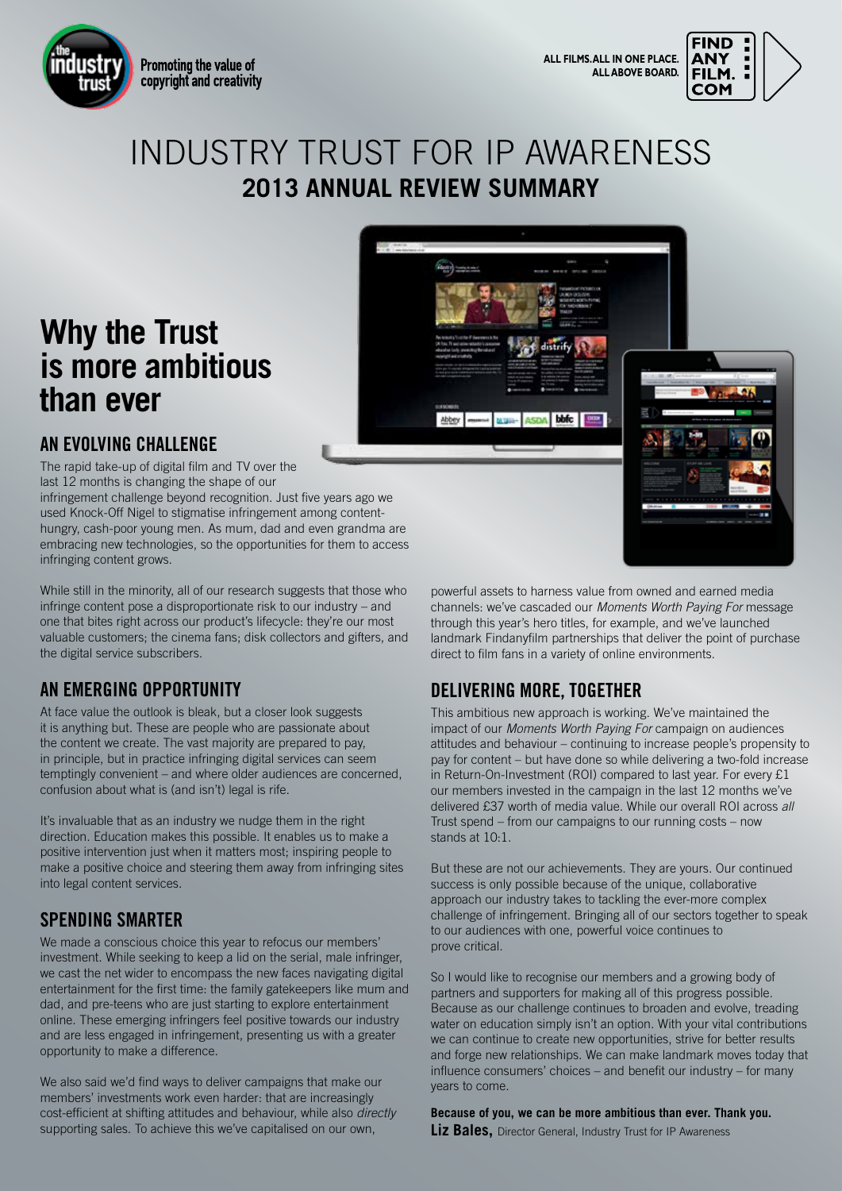Promoting the value of copyright and creativity

ALL FILMS. ALL IN ONE PLACE. ALL ABOVE BOARD.

# INDUSTRY TRUST FOR IP AWARENESS

## 2013 ANNUAL REVIEW SUMMARY

## Why the Trust is more ambitious than ever

### AN EVOLVING CHALLENGE

The rapid take-up of digital film and TV over the last 12 months is changing the shape of our infringement challenge beyond recognition. Just five years ago we used Knock-Off Nigel to stigmatise infringement among content-hungry, cash-poor young men. As mum, dad and even grandma are embracing new technologies, so the opportunities for them to access infringing content grows.

While still in the minority, all of our research suggests that those who infringe content pose a disproportionate risk to our industry – and one that bites right across our product's lifecycle: they're our most valuable customers; the cinema fans; disk collectors and gifters, and the digital service subscribers.

### AN EMERGING OPPORTUNITY

At face value the outlook is bleak, but a closer look suggests it is anything but. These are people who are passionate about the content we create. The vast majority are prepared to pay, in principle, but in practice infringing digital services can seem temptingly convenient – and where older audiences are concerned, confusion about what is (and isn't) legal is rife.

It's invaluable that as an industry we nudge them in the right direction. Education makes this possible. It enables us to make a positive intervention just when it matters most; inspiring people to make a positive choice and steering them away from infringing sites into legal content services.

### SPENDING SMARTER

We made a conscious choice this year to refocus our members' investment. While seeking to keep a lid on the serial, male infringer, we cast the net wider to encompass the new faces navigating digital entertainment for the first time: the family gatekeepers like mum and dad, and pre-teens who are just starting to explore entertainment online. These emerging infringers feel positive towards our industry and are less engaged in infringement, presenting us with a greater opportunity to make a difference.

We also said we'd find ways to deliver campaigns that make our members' investments work even harder: that are increasingly cost-efficient at shifting attitudes and behaviour, while also *directly* supporting sales. To achieve this we've capitalised on our own, powerful assets to harness value from owned and earned media channels: we've cascaded our *Moments Worth Paying For* message through this year's hero titles, for example, and we've launched landmark Findanyfilm partnerships that deliver the point of purchase direct to film fans in a variety of online environments.

### DELIVERING MORE, TOGETHER

This ambitious new approach is working. We've maintained the impact of our *Moments Worth Paying For* campaign on audiences attitudes and behaviour – continuing to increase people's propensity to pay for content – but have done so while delivering a two-fold increase in Return-On-Investment (ROI) compared to last year. For every £1 our members invested in the campaign in the last 12 months we've delivered £37 worth of media value. While our overall ROI across *all* Trust spend – from our campaigns to our running costs – now stands at 10:1.

But these are not our achievements. They are yours. Our continued success is only possible because of the unique, collaborative approach our industry takes to tackling the ever-more complex challenge of infringement. Bringing all of our sectors together to speak to our audiences with one, powerful voice continues to prove critical.

So I would like to recognise our members and a growing body of partners and supporters for making all of this progress possible. Because as our challenge continues to broaden and evolve, treading water on education simply isn't an option. With your vital contributions we can continue to create new opportunities, strive for better results and forge new relationships. We can make landmark moves today that influence consumers' choices – and benefit our industry – for many years to come.

**Because of you, we can be more ambitious than ever. Thank you.**

**Liz Bales,** Director General, Industry Trust for IP Awareness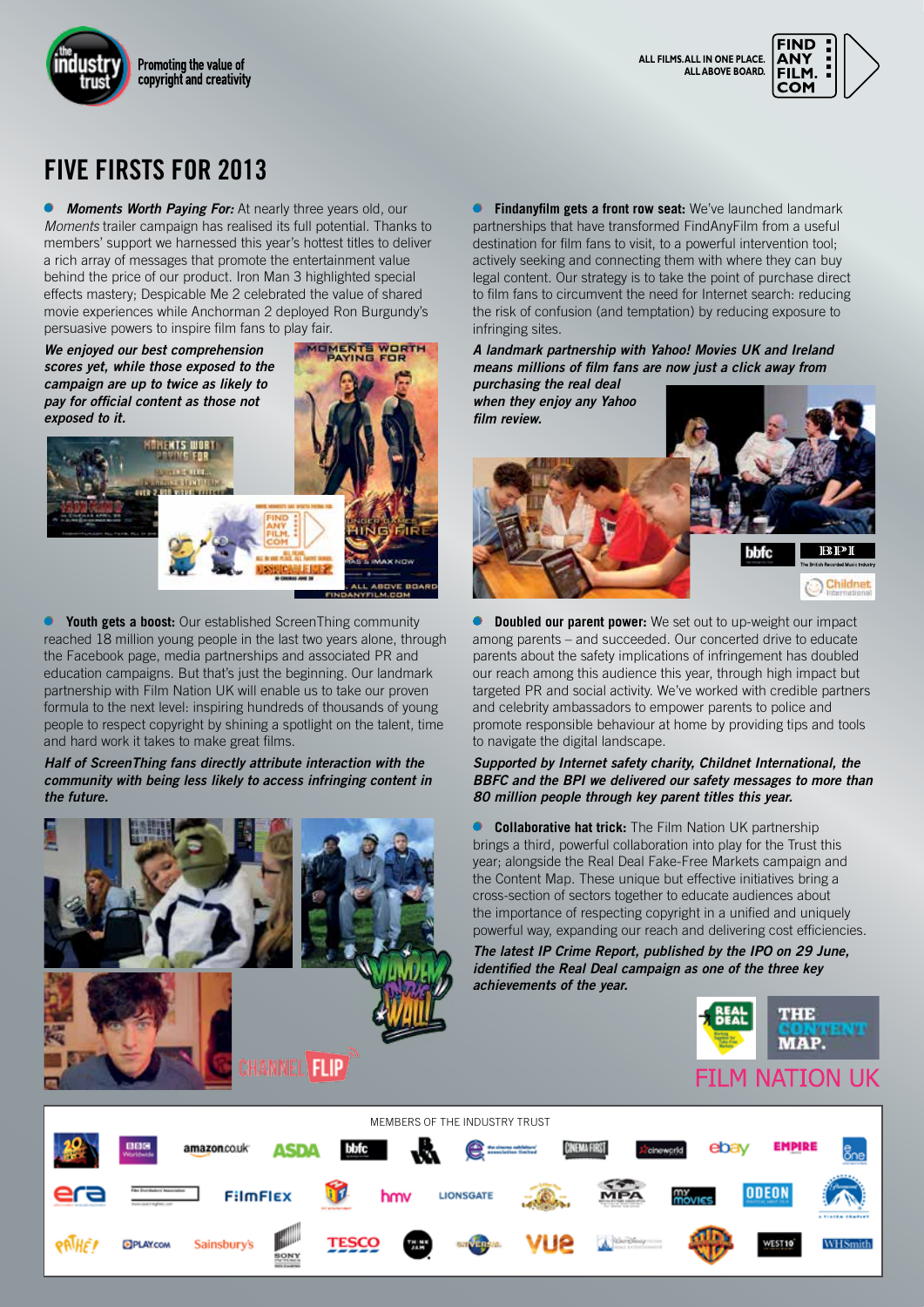the industry trust — Promoting the value of copyright and creativity

ALL FILMS. ALL IN ONE PLACE. ALL ABOVE BOARD. FIND ANY FILM.COM

# FIVE FIRSTS FOR 2013

- ***Moments Worth Paying For:*** At nearly three years old, our *Moments* trailer campaign has realised its full potential. Thanks to members' support we harnessed this year's hottest titles to deliver a rich array of messages that promote the entertainment value behind the price of our product. Iron Man 3 highlighted special effects mastery; Despicable Me 2 celebrated the value of shared movie experiences while Anchorman 2 deployed Ron Burgundy's persuasive powers to inspire film fans to play fair.

***We enjoyed our best comprehension scores yet, while those exposed to the campaign are up to twice as likely to pay for official content as those not exposed to it.***

- **Youth gets a boost:** Our established ScreenThing community reached 18 million young people in the last two years alone, through the Facebook page, media partnerships and associated PR and education campaigns. But that's just the beginning. Our landmark partnership with Film Nation UK will enable us to take our proven formula to the next level: inspiring hundreds of thousands of young people to respect copyright by shining a spotlight on the talent, time and hard work it takes to make great films.

***Half of ScreenThing fans directly attribute interaction with the community with being less likely to access infringing content in the future.***

- **Findanyfilm gets a front row seat:** We've launched landmark partnerships that have transformed FindAnyFilm from a useful destination for film fans to visit, to a powerful intervention tool; actively seeking and connecting them with where they can buy legal content. Our strategy is to take the point of purchase direct to film fans to circumvent the need for Internet search: reducing the risk of confusion (and temptation) by reducing exposure to infringing sites.

***A landmark partnership with Yahoo! Movies UK and Ireland means millions of film fans are now just a click away from purchasing the real deal when they enjoy any Yahoo film review.***

- **Doubled our parent power:** We set out to up-weight our impact among parents – and succeeded. Our concerted drive to educate parents about the safety implications of infringement has doubled our reach among this audience this year, through high impact but targeted PR and social activity. We've worked with credible partners and celebrity ambassadors to empower parents to police and promote responsible behaviour at home by providing tips and tools to navigate the digital landscape.

***Supported by Internet safety charity, Childnet International, the BBFC and the BPI we delivered our safety messages to more than 80 million people through key parent titles this year.***

- **Collaborative hat trick:** The Film Nation UK partnership brings a third, powerful collaboration into play for the Trust this year; alongside the Real Deal Fake-Free Markets campaign and the Content Map. These unique but effective initiatives bring a cross-section of sectors together to educate audiences about the importance of respecting copyright in a unified and uniquely powerful way, expanding our reach and delivering cost efficiencies.

***The latest IP Crime Report, published by the IPO on 29 June, identified the Real Deal campaign as one of the three key achievements of the year.***

FILM NATION UK

MEMBERS OF THE INDUSTRY TRUST